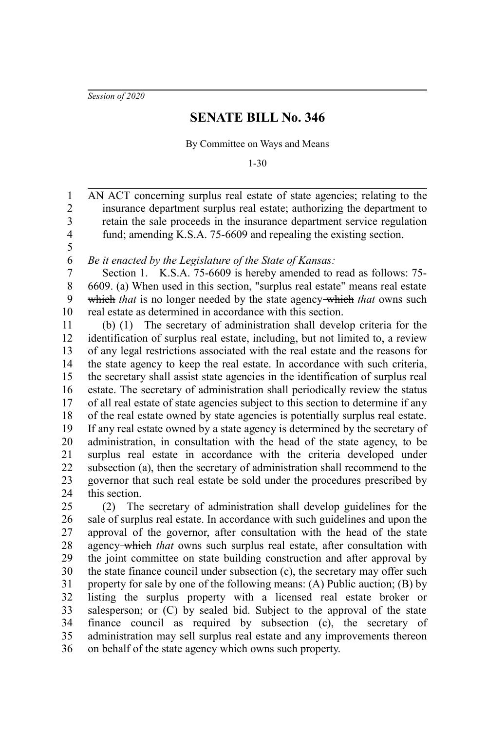*Session of 2020*

# SENATE BILL No. 346

By Committee on Ways and Means

1-30

AN ACT concerning surplus real estate of state agencies; relating to the insurance department surplus real estate; authorizing the department to retain the sale proceeds in the insurance department service regulation fund; amending K.S.A. 75-6609 and repealing the existing section.

*Be it enacted by the Legislature of the State of Kansas:*

Section 1. K.S.A. 75-6609 is hereby amended to read as follows: 75-6609. (a) When used in this section, "surplus real estate" means real estate ~~which~~ *that* is no longer needed by the state agency ~~which~~ *that* owns such real estate as determined in accordance with this section.

(b) (1) The secretary of administration shall develop criteria for the identification of surplus real estate, including, but not limited to, a review of any legal restrictions associated with the real estate and the reasons for the state agency to keep the real estate. In accordance with such criteria, the secretary shall assist state agencies in the identification of surplus real estate. The secretary of administration shall periodically review the status of all real estate of state agencies subject to this section to determine if any of the real estate owned by state agencies is potentially surplus real estate. If any real estate owned by a state agency is determined by the secretary of administration, in consultation with the head of the state agency, to be surplus real estate in accordance with the criteria developed under subsection (a), then the secretary of administration shall recommend to the governor that such real estate be sold under the procedures prescribed by this section.

(2) The secretary of administration shall develop guidelines for the sale of surplus real estate. In accordance with such guidelines and upon the approval of the governor, after consultation with the head of the state agency ~~which~~ *that* owns such surplus real estate, after consultation with the joint committee on state building construction and after approval by the state finance council under subsection (c), the secretary may offer such property for sale by one of the following means: (A) Public auction; (B) by listing the surplus property with a licensed real estate broker or salesperson; or (C) by sealed bid. Subject to the approval of the state finance council as required by subsection (c), the secretary of administration may sell surplus real estate and any improvements thereon on behalf of the state agency which owns such property.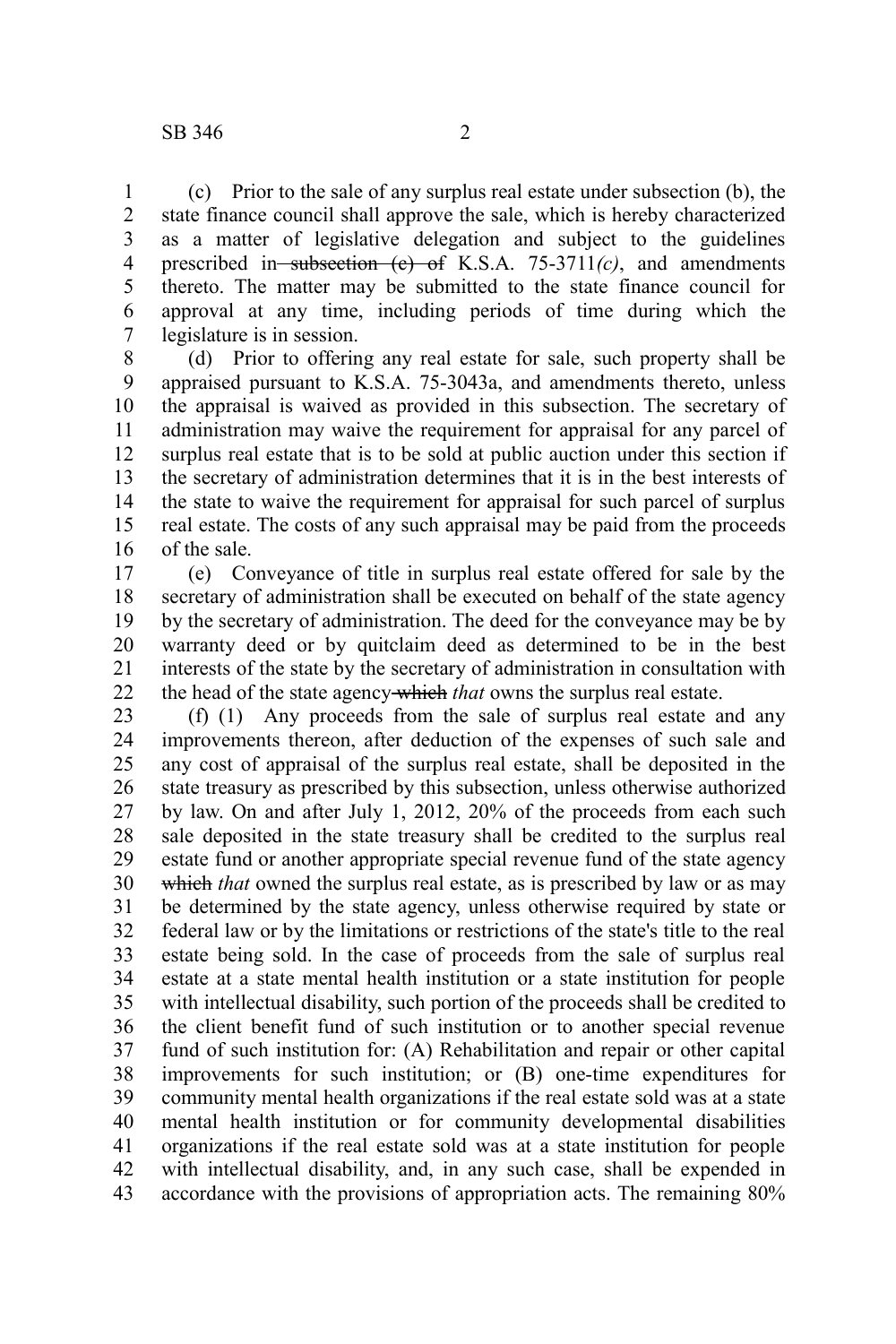(c) Prior to the sale of any surplus real estate under subsection (b), the state finance council shall approve the sale, which is hereby characterized as a matter of legislative delegation and subject to the guidelines prescribed in ~~subsection (c) of~~ K.S.A. 75-3711*(c)*, and amendments thereto. The matter may be submitted to the state finance council for approval at any time, including periods of time during which the legislature is in session.

(d) Prior to offering any real estate for sale, such property shall be appraised pursuant to K.S.A. 75-3043a, and amendments thereto, unless the appraisal is waived as provided in this subsection. The secretary of administration may waive the requirement for appraisal for any parcel of surplus real estate that is to be sold at public auction under this section if the secretary of administration determines that it is in the best interests of the state to waive the requirement for appraisal for such parcel of surplus real estate. The costs of any such appraisal may be paid from the proceeds of the sale.

(e) Conveyance of title in surplus real estate offered for sale by the secretary of administration shall be executed on behalf of the state agency by the secretary of administration. The deed for the conveyance may be by warranty deed or by quitclaim deed as determined to be in the best interests of the state by the secretary of administration in consultation with the head of the state agency ~~which~~ *that* owns the surplus real estate.

(f) (1) Any proceeds from the sale of surplus real estate and any improvements thereon, after deduction of the expenses of such sale and any cost of appraisal of the surplus real estate, shall be deposited in the state treasury as prescribed by this subsection, unless otherwise authorized by law. On and after July 1, 2012, 20% of the proceeds from each such sale deposited in the state treasury shall be credited to the surplus real estate fund or another appropriate special revenue fund of the state agency ~~which~~ *that* owned the surplus real estate, as is prescribed by law or as may be determined by the state agency, unless otherwise required by state or federal law or by the limitations or restrictions of the state's title to the real estate being sold. In the case of proceeds from the sale of surplus real estate at a state mental health institution or a state institution for people with intellectual disability, such portion of the proceeds shall be credited to the client benefit fund of such institution or to another special revenue fund of such institution for: (A) Rehabilitation and repair or other capital improvements for such institution; or (B) one-time expenditures for community mental health organizations if the real estate sold was at a state mental health institution or for community developmental disabilities organizations if the real estate sold was at a state institution for people with intellectual disability, and, in any such case, shall be expended in accordance with the provisions of appropriation acts. The remaining 80%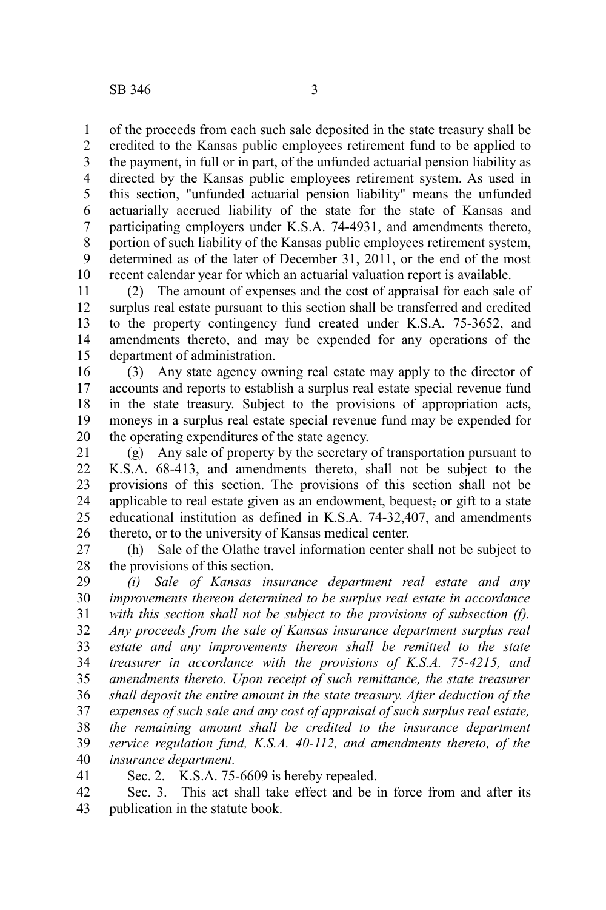of the proceeds from each such sale deposited in the state treasury shall be credited to the Kansas public employees retirement fund to be applied to the payment, in full or in part, of the unfunded actuarial pension liability as directed by the Kansas public employees retirement system. As used in this section, "unfunded actuarial pension liability" means the unfunded actuarially accrued liability of the state for the state of Kansas and participating employers under K.S.A. 74-4931, and amendments thereto, portion of such liability of the Kansas public employees retirement system, determined as of the later of December 31, 2011, or the end of the most recent calendar year for which an actuarial valuation report is available.

(2) The amount of expenses and the cost of appraisal for each sale of surplus real estate pursuant to this section shall be transferred and credited to the property contingency fund created under K.S.A. 75-3652, and amendments thereto, and may be expended for any operations of the department of administration.

(3) Any state agency owning real estate may apply to the director of accounts and reports to establish a surplus real estate special revenue fund in the state treasury. Subject to the provisions of appropriation acts, moneys in a surplus real estate special revenue fund may be expended for the operating expenditures of the state agency.

(g) Any sale of property by the secretary of transportation pursuant to K.S.A. 68-413, and amendments thereto, shall not be subject to the provisions of this section. The provisions of this section shall not be applicable to real estate given as an endowment, bequest, or gift to a state educational institution as defined in K.S.A. 74-32,407, and amendments thereto, or to the university of Kansas medical center.

(h) Sale of the Olathe travel information center shall not be subject to the provisions of this section.

*(i) Sale of Kansas insurance department real estate and any improvements thereon determined to be surplus real estate in accordance with this section shall not be subject to the provisions of subsection (f). Any proceeds from the sale of Kansas insurance department surplus real estate and any improvements thereon shall be remitted to the state treasurer in accordance with the provisions of K.S.A. 75-4215, and amendments thereto. Upon receipt of such remittance, the state treasurer shall deposit the entire amount in the state treasury. After deduction of the expenses of such sale and any cost of appraisal of such surplus real estate, the remaining amount shall be credited to the insurance department service regulation fund, K.S.A. 40-112, and amendments thereto, of the insurance department.*

Sec. 2. K.S.A. 75-6609 is hereby repealed.

Sec. 3. This act shall take effect and be in force from and after its publication in the statute book.